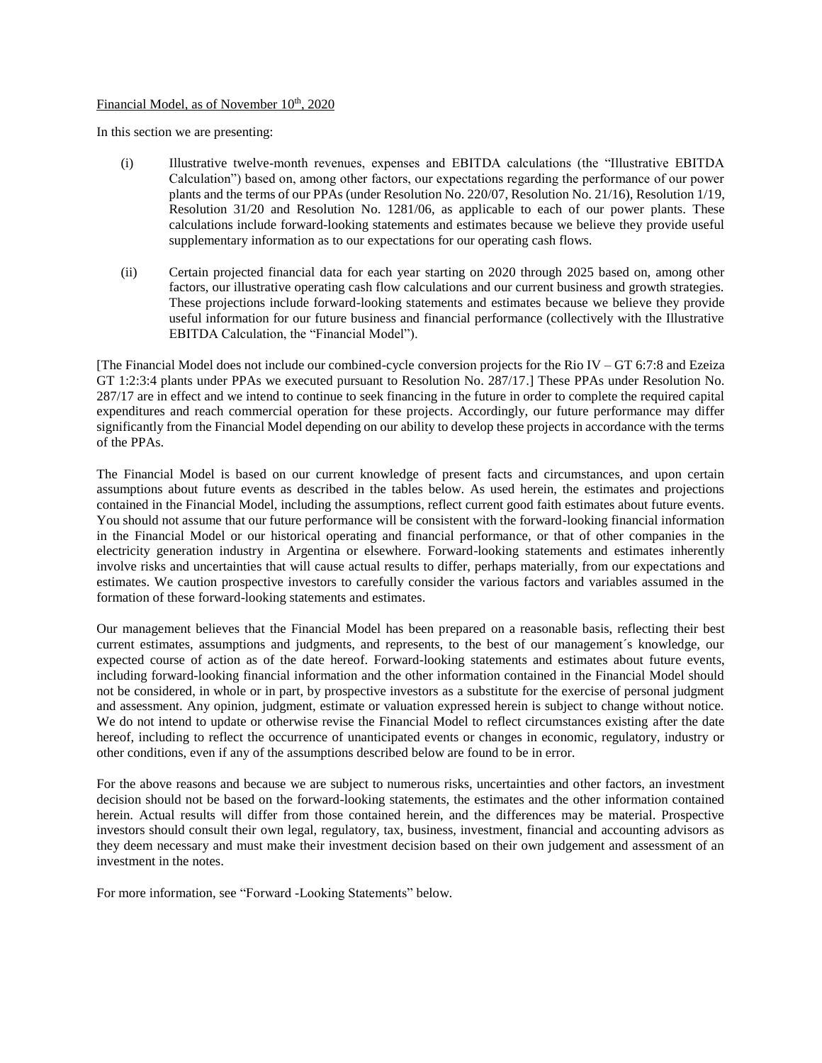Financial Model, as of November 10th, 2020

In this section we are presenting:

(i) Illustrative twelve-month revenues, expenses and EBITDA calculations (the "Illustrative EBITDA Calculation") based on, among other factors, our expectations regarding the performance of our power plants and the terms of our PPAs (under Resolution No. 220/07, Resolution No. 21/16), Resolution 1/19, Resolution 31/20 and Resolution No. 1281/06, as applicable to each of our power plants. These calculations include forward-looking statements and estimates because we believe they provide useful supplementary information as to our expectations for our operating cash flows.

(ii) Certain projected financial data for each year starting on 2020 through 2025 based on, among other factors, our illustrative operating cash flow calculations and our current business and growth strategies. These projections include forward-looking statements and estimates because we believe they provide useful information for our future business and financial performance (collectively with the Illustrative EBITDA Calculation, the "Financial Model").

[The Financial Model does not include our combined-cycle conversion projects for the Rio IV – GT 6:7:8 and Ezeiza GT 1:2:3:4 plants under PPAs we executed pursuant to Resolution No. 287/17.] These PPAs under Resolution No. 287/17 are in effect and we intend to continue to seek financing in the future in order to complete the required capital expenditures and reach commercial operation for these projects. Accordingly, our future performance may differ significantly from the Financial Model depending on our ability to develop these projects in accordance with the terms of the PPAs.

The Financial Model is based on our current knowledge of present facts and circumstances, and upon certain assumptions about future events as described in the tables below. As used herein, the estimates and projections contained in the Financial Model, including the assumptions, reflect current good faith estimates about future events. You should not assume that our future performance will be consistent with the forward-looking financial information in the Financial Model or our historical operating and financial performance, or that of other companies in the electricity generation industry in Argentina or elsewhere. Forward-looking statements and estimates inherently involve risks and uncertainties that will cause actual results to differ, perhaps materially, from our expectations and estimates. We caution prospective investors to carefully consider the various factors and variables assumed in the formation of these forward-looking statements and estimates.

Our management believes that the Financial Model has been prepared on a reasonable basis, reflecting their best current estimates, assumptions and judgments, and represents, to the best of our management´s knowledge, our expected course of action as of the date hereof. Forward-looking statements and estimates about future events, including forward-looking financial information and the other information contained in the Financial Model should not be considered, in whole or in part, by prospective investors as a substitute for the exercise of personal judgment and assessment. Any opinion, judgment, estimate or valuation expressed herein is subject to change without notice. We do not intend to update or otherwise revise the Financial Model to reflect circumstances existing after the date hereof, including to reflect the occurrence of unanticipated events or changes in economic, regulatory, industry or other conditions, even if any of the assumptions described below are found to be in error.

For the above reasons and because we are subject to numerous risks, uncertainties and other factors, an investment decision should not be based on the forward-looking statements, the estimates and the other information contained herein. Actual results will differ from those contained herein, and the differences may be material. Prospective investors should consult their own legal, regulatory, tax, business, investment, financial and accounting advisors as they deem necessary and must make their investment decision based on their own judgement and assessment of an investment in the notes.

For more information, see "Forward -Looking Statements" below.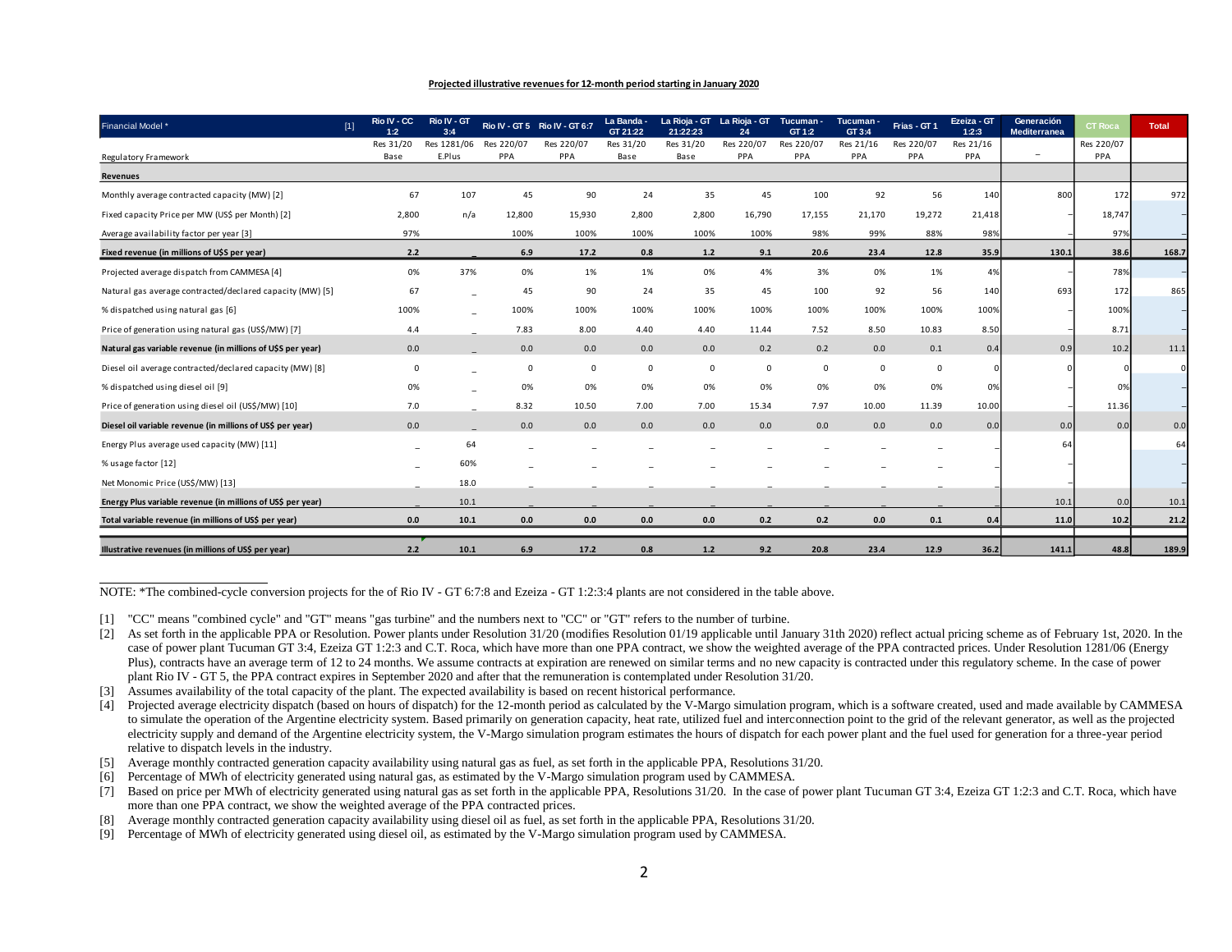**Projected illustrative revenues for 12-month period starting in January 2020**

| Financial Model * | [1] | Rio IV - CC 1:2 | Rio IV - GT 3:4 | Rio IV - GT 5 | Rio IV - GT 6:7 | La Banda - GT 21:22 | La Rioja - GT 21:22:23 | La Rioja - GT 24 | Tucuman - GT 1:2 | Tucuman - GT 3:4 | Frias - GT 1 | Ezeiza - GT 1:2:3 | Generación Mediterranea | CT Roca | Total |
|---|---|---|---|---|---|---|---|---|---|---|---|---|---|---|---|
| Regulatory Framework | | Res 31/20 Base | Res 1281/06 E.Plus | Res 220/07 PPA | Res 220/07 PPA | Res 31/20 Base | Res 31/20 Base | Res 220/07 PPA | Res 220/07 PPA | Res 21/16 PPA | Res 220/07 PPA | Res 21/16 PPA | – | Res 220/07 PPA | |
| **Revenues** | | | | | | | | | | | | | | | |
| Monthly average contracted capacity (MW) [2] | | 67 | 107 | 45 | 90 | 24 | 35 | 45 | 100 | 92 | 56 | 140 | 800 | 172 | 972 |
| Fixed capacity Price per MW (US$ per Month) [2] | | 2,800 | n/a | 12,800 | 15,930 | 2,800 | 2,800 | 16,790 | 17,155 | 21,170 | 19,272 | 21,418 | – | 18,747 | – |
| Average availability factor per year [3] | | 97% | | 100% | 100% | 100% | 100% | 100% | 98% | 99% | 88% | 98% | – | 97% | – |
| **Fixed revenue (in millions of U$S per year)** | | **2.2** | **_** | **6.9** | **17.2** | **0.8** | **1.2** | **9.1** | **20.6** | **23.4** | **12.8** | **35.9** | **130.1** | **38.6** | **168.7** |
| Projected average dispatch from CAMMESA [4] | | 0% | 37% | 0% | 1% | 1% | 0% | 4% | 3% | 0% | 1% | 4% | – | 78% | – |
| Natural gas average contracted/declared capacity (MW) [5] | | 67 | _ | 45 | 90 | 24 | 35 | 45 | 100 | 92 | 56 | 140 | 693 | 172 | 865 |
| % dispatched using natural gas [6] | | 100% | _ | 100% | 100% | 100% | 100% | 100% | 100% | 100% | 100% | 100% | – | 100% | – |
| Price of generation using natural gas (US$/MW) [7] | | 4.4 | _ | 7.83 | 8.00 | 4.40 | 4.40 | 11.44 | 7.52 | 8.50 | 10.83 | 8.50 | – | 8.71 | – |
| **Natural gas variable revenue (in millions of US$ per year)** | | **0.0** | **_** | **0.0** | **0.0** | **0.0** | **0.0** | **0.2** | **0.2** | **0.0** | **0.1** | **0.4** | **0.9** | **10.2** | **11.1** |
| Diesel oil average contracted/declared capacity (MW) [8] | | 0 | _ | 0 | 0 | 0 | 0 | 0 | 0 | 0 | 0 | 0 | 0 | 0 | 0 |
| % dispatched using diesel oil [9] | | 0% | _ | 0% | 0% | 0% | 0% | 0% | 0% | 0% | 0% | 0% | – | 0% | – |
| Price of generation using diesel oil (US$/MW) [10] | | 7.0 | _ | 8.32 | 10.50 | 7.00 | 7.00 | 15.34 | 7.97 | 10.00 | 11.39 | 10.00 | – | 11.36 | – |
| **Diesel oil variable revenue (in millions of US$ per year)** | | **0.0** | **_** | **0.0** | **0.0** | **0.0** | **0.0** | **0.0** | **0.0** | **0.0** | **0.0** | **0.0** | **0.0** | **0.0** | **0.0** |
| Energy Plus average used capacity (MW) [11] | | _ | 64 | _ | _ | _ | _ | _ | _ | _ | _ | – | 64 | | 64 |
| % usage factor [12] | | _ | 60% | _ | _ | _ | _ | _ | _ | _ | _ | – | – | | – |
| Net Monomic Price (US$/MW) [13] | | _ | 18.0 | _ | _ | _ | _ | _ | _ | _ | _ | – | – | | – |
| **Energy Plus variable revenue (in millions of US$ per year)** | | **_** | **10.1** | **_** | **_** | **_** | **_** | **_** | **_** | **_** | **_** | **–** | **10.1** | **0.0** | **10.1** |
| **Total variable revenue (in millions of US$ per year)** | | **0.0** | **10.1** | **0.0** | **0.0** | **0.0** | **0.0** | **0.2** | **0.2** | **0.0** | **0.1** | **0.4** | **11.0** | **10.2** | **21.2** |
| **Illustrative revenues (in millions of US$ per year)** | | **2.2** | **10.1** | **6.9** | **17.2** | **0.8** | **1.2** | **9.2** | **20.8** | **23.4** | **12.9** | **36.2** | **141.1** | **48.8** | **189.9** |

NOTE: *The combined-cycle conversion projects for the of Rio IV - GT 6:7:8 and Ezeiza - GT 1:2:3:4 plants are not considered in the table above.

[1] "CC" means "combined cycle" and "GT" means "gas turbine" and the numbers next to "CC" or "GT" refers to the number of turbine.

[2] As set forth in the applicable PPA or Resolution. Power plants under Resolution 31/20 (modifies Resolution 01/19 applicable until January 31th 2020) reflect actual pricing scheme as of February 1st, 2020. In the case of power plant Tucuman GT 3:4, Ezeiza GT 1:2:3 and C.T. Roca, which have more than one PPA contract, we show the weighted average of the PPA contracted prices. Under Resolution 1281/06 (Energy Plus), contracts have an average term of 12 to 24 months. We assume contracts at expiration are renewed on similar terms and no new capacity is contracted under this regulatory scheme. In the case of power plant Rio IV - GT 5, the PPA contract expires in September 2020 and after that the remuneration is contemplated under Resolution 31/20.

[3] Assumes availability of the total capacity of the plant. The expected availability is based on recent historical performance.

[4] Projected average electricity dispatch (based on hours of dispatch) for the 12-month period as calculated by the V-Margo simulation program, which is a software created, used and made available by CAMMESA to simulate the operation of the Argentine electricity system. Based primarily on generation capacity, heat rate, utilized fuel and interconnection point to the grid of the relevant generator, as well as the projected electricity supply and demand of the Argentine electricity system, the V-Margo simulation program estimates the hours of dispatch for each power plant and the fuel used for generation for a three-year period relative to dispatch levels in the industry.

[5] Average monthly contracted generation capacity availability using natural gas as fuel, as set forth in the applicable PPA, Resolutions 31/20.

[6] Percentage of MWh of electricity generated using natural gas, as estimated by the V-Margo simulation program used by CAMMESA.

[7] Based on price per MWh of electricity generated using natural gas as set forth in the applicable PPA, Resolutions 31/20. In the case of power plant Tucuman GT 3:4, Ezeiza GT 1:2:3 and C.T. Roca, which have more than one PPA contract, we show the weighted average of the PPA contracted prices.

[8] Average monthly contracted generation capacity availability using diesel oil as fuel, as set forth in the applicable PPA, Resolutions 31/20.

[9] Percentage of MWh of electricity generated using diesel oil, as estimated by the V-Margo simulation program used by CAMMESA.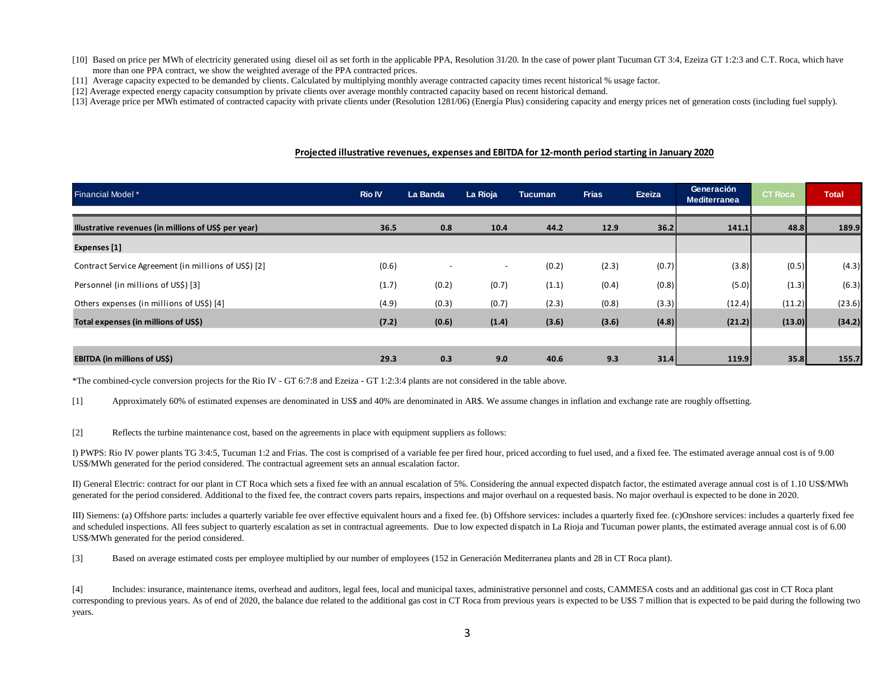[10] Based on price per MWh of electricity generated using diesel oil as set forth in the applicable PPA, Resolution 31/20. In the case of power plant Tucuman GT 3:4, Ezeiza GT 1:2:3 and C.T. Roca, which have more than one PPA contract, we show the weighted average of the PPA contracted prices.

[11] Average capacity expected to be demanded by clients. Calculated by multiplying monthly average contracted capacity times recent historical % usage factor.

[12] Average expected energy capacity consumption by private clients over average monthly contracted capacity based on recent historical demand.

[13] Average price per MWh estimated of contracted capacity with private clients under (Resolution 1281/06) (Energía Plus) considering capacity and energy prices net of generation costs (including fuel supply).

## Projected illustrative revenues, expenses and EBITDA for 12-month period starting in January 2020

| Financial Model * | Rio IV | La Banda | La Rioja | Tucuman | Frias | Ezeiza | Generación Mediterranea | CT Roca | Total |
|---|---|---|---|---|---|---|---|---|---|
| **Illustrative revenues (in millions of US$ per year)** | **36.5** | **0.8** | **10.4** | **44.2** | **12.9** | **36.2** | **141.1** | **48.8** | **189.9** |
| **Expenses [1]** | | | | | | | | | |
| Contract Service Agreement (in millions of US$) [2] | (0.6) | - | - | (0.2) | (2.3) | (0.7) | (3.8) | (0.5) | (4.3) |
| Personnel (in millions of US$) [3] | (1.7) | (0.2) | (0.7) | (1.1) | (0.4) | (0.8) | (5.0) | (1.3) | (6.3) |
| Others expenses (in millions of US$) [4] | (4.9) | (0.3) | (0.7) | (2.3) | (0.8) | (3.3) | (12.4) | (11.2) | (23.6) |
| **Total expenses (in millions of US$)** | **(7.2)** | **(0.6)** | **(1.4)** | **(3.6)** | **(3.6)** | **(4.8)** | **(21.2)** | **(13.0)** | **(34.2)** |
| **EBITDA (in millions of US$)** | **29.3** | **0.3** | **9.0** | **40.6** | **9.3** | **31.4** | **119.9** | **35.8** | **155.7** |

*The combined-cycle conversion projects for the Rio IV - GT 6:7:8 and Ezeiza - GT 1:2:3:4 plants are not considered in the table above.

[1] Approximately 60% of estimated expenses are denominated in US$ and 40% are denominated in AR$. We assume changes in inflation and exchange rate are roughly offsetting.

[2] Reflects the turbine maintenance cost, based on the agreements in place with equipment suppliers as follows:

I) PWPS: Rio IV power plants TG 3:4:5, Tucuman 1:2 and Frias. The cost is comprised of a variable fee per fired hour, priced according to fuel used, and a fixed fee. The estimated average annual cost is of 9.00 US$/MWh generated for the period considered. The contractual agreement sets an annual escalation factor.

II) General Electric: contract for our plant in CT Roca which sets a fixed fee with an annual escalation of 5%. Considering the annual expected dispatch factor, the estimated average annual cost is of 1.10 US$/MWh generated for the period considered. Additional to the fixed fee, the contract covers parts repairs, inspections and major overhaul on a requested basis. No major overhaul is expected to be done in 2020.

III) Siemens: (a) Offshore parts: includes a quarterly variable fee over effective equivalent hours and a fixed fee. (b) Offshore services: includes a quarterly fixed fee. (c)Onshore services: includes a quarterly fixed fee and scheduled inspections. All fees subject to quarterly escalation as set in contractual agreements. Due to low expected dispatch in La Rioja and Tucuman power plants, the estimated average annual cost is of 6.00 US$/MWh generated for the period considered.

[3] Based on average estimated costs per employee multiplied by our number of employees (152 in Generación Mediterranea plants and 28 in CT Roca plant).

[4] Includes: insurance, maintenance items, overhead and auditors, legal fees, local and municipal taxes, administrative personnel and costs, CAMMESA costs and an additional gas cost in CT Roca plant corresponding to previous years. As of end of 2020, the balance due related to the additional gas cost in CT Roca from previous years is expected to be U$S 7 million that is expected to be paid during the following two years.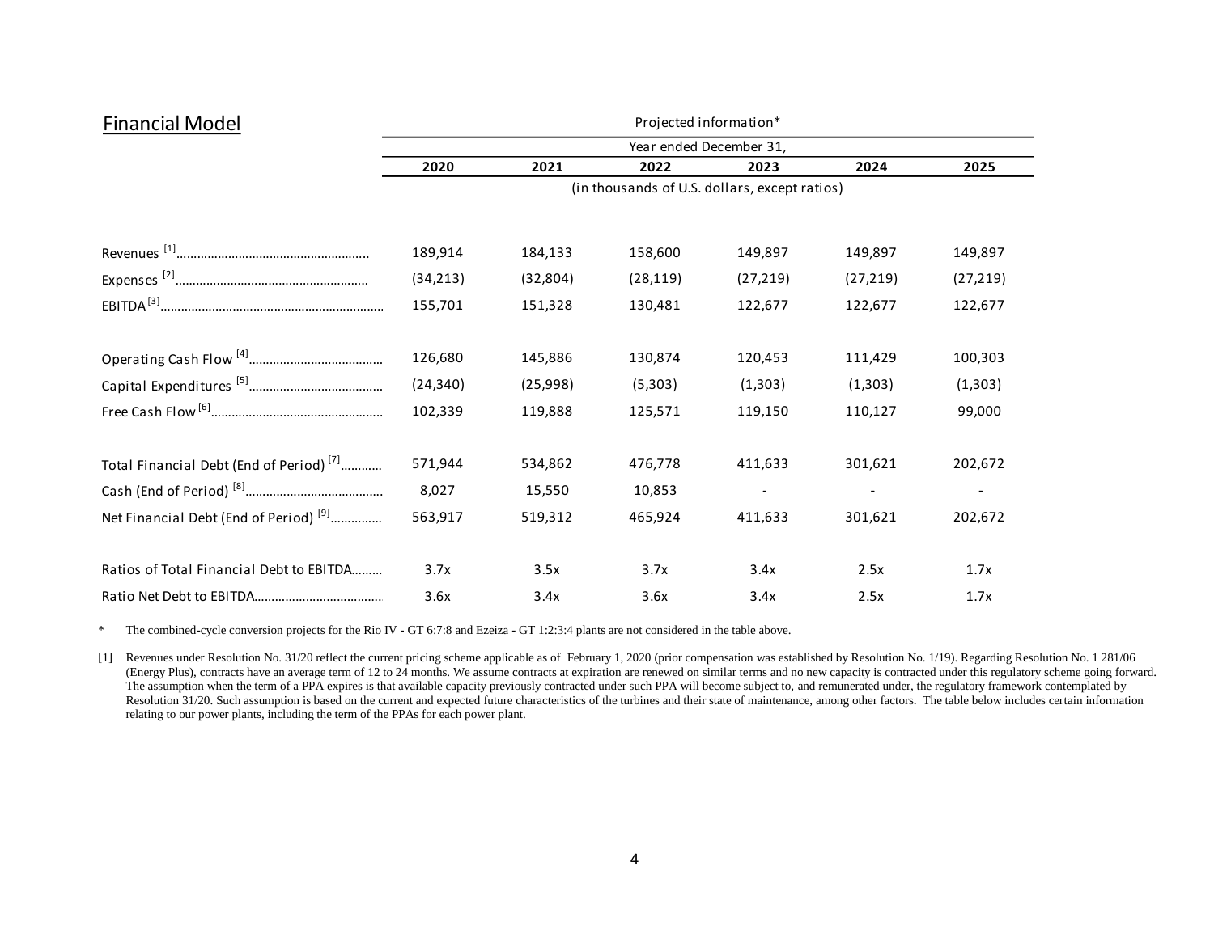## Financial Model

| | Projected information* | | | | | |
|---|---|---|---|---|---|---|
| | Year ended December 31, | | | | | |
| | 2020 | 2021 | 2022 | 2023 | 2024 | 2025 |
| | (in thousands of U.S. dollars, except ratios) | | | | | |
| Revenues [1] | 189,914 | 184,133 | 158,600 | 149,897 | 149,897 | 149,897 |
| Expenses [2] | (34,213) | (32,804) | (28,119) | (27,219) | (27,219) | (27,219) |
| EBITDA [3] | 155,701 | 151,328 | 130,481 | 122,677 | 122,677 | 122,677 |
| Operating Cash Flow [4] | 126,680 | 145,886 | 130,874 | 120,453 | 111,429 | 100,303 |
| Capital Expenditures [5] | (24,340) | (25,998) | (5,303) | (1,303) | (1,303) | (1,303) |
| Free Cash Flow [6] | 102,339 | 119,888 | 125,571 | 119,150 | 110,127 | 99,000 |
| Total Financial Debt (End of Period) [7] | 571,944 | 534,862 | 476,778 | 411,633 | 301,621 | 202,672 |
| Cash (End of Period) [8] | 8,027 | 15,550 | 10,853 | - | - | - |
| Net Financial Debt (End of Period) [9] | 563,917 | 519,312 | 465,924 | 411,633 | 301,621 | 202,672 |
| Ratios of Total Financial Debt to EBITDA | 3.7x | 3.5x | 3.7x | 3.4x | 2.5x | 1.7x |
| Ratio Net Debt to EBITDA | 3.6x | 3.4x | 3.6x | 3.4x | 2.5x | 1.7x |

\* The combined-cycle conversion projects for the Rio IV - GT 6:7:8 and Ezeiza - GT 1:2:3:4 plants are not considered in the table above.

[1] Revenues under Resolution No. 31/20 reflect the current pricing scheme applicable as of February 1, 2020 (prior compensation was established by Resolution No. 1/19). Regarding Resolution No. 1 281/06 (Energy Plus), contracts have an average term of 12 to 24 months. We assume contracts at expiration are renewed on similar terms and no new capacity is contracted under this regulatory scheme going forward. The assumption when the term of a PPA expires is that available capacity previously contracted under such PPA will become subject to, and remunerated under, the regulatory framework contemplated by Resolution 31/20. Such assumption is based on the current and expected future characteristics of the turbines and their state of maintenance, among other factors. The table below includes certain information relating to our power plants, including the term of the PPAs for each power plant.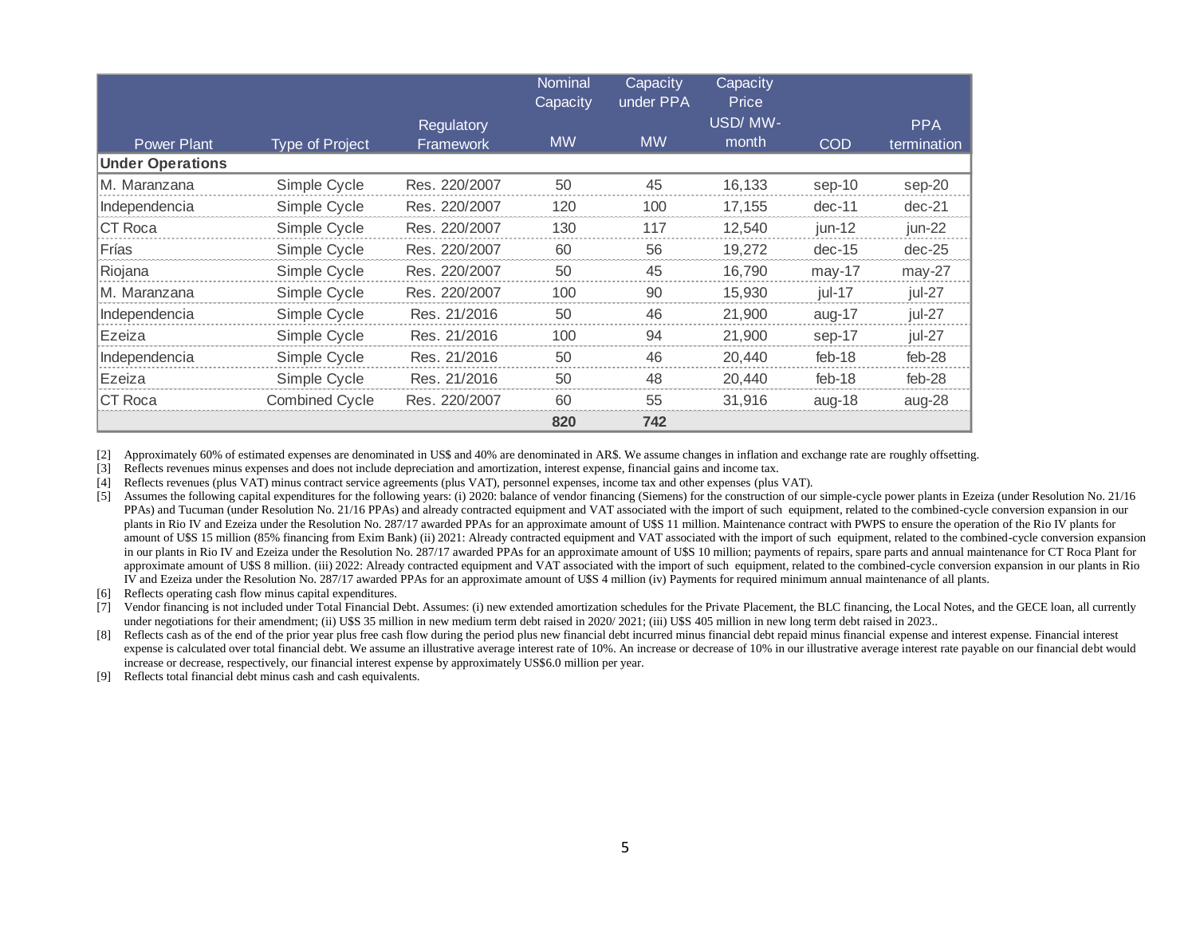| Power Plant | Type of Project | Regulatory Framework | Nominal Capacity MW | Capacity under PPA MW | Capacity Price USD/ MW-month | COD | PPA termination |
|---|---|---|---|---|---|---|---|
| **Under Operations** | | | | | | | |
| M. Maranzana | Simple Cycle | Res. 220/2007 | 50 | 45 | 16,133 | sep-10 | sep-20 |
| Independencia | Simple Cycle | Res. 220/2007 | 120 | 100 | 17,155 | dec-11 | dec-21 |
| CT Roca | Simple Cycle | Res. 220/2007 | 130 | 117 | 12,540 | jun-12 | jun-22 |
| Frías | Simple Cycle | Res. 220/2007 | 60 | 56 | 19,272 | dec-15 | dec-25 |
| Riojana | Simple Cycle | Res. 220/2007 | 50 | 45 | 16,790 | may-17 | may-27 |
| M. Maranzana | Simple Cycle | Res. 220/2007 | 100 | 90 | 15,930 | jul-17 | jul-27 |
| Independencia | Simple Cycle | Res. 21/2016 | 50 | 46 | 21,900 | aug-17 | jul-27 |
| Ezeiza | Simple Cycle | Res. 21/2016 | 100 | 94 | 21,900 | sep-17 | jul-27 |
| Independencia | Simple Cycle | Res. 21/2016 | 50 | 46 | 20,440 | feb-18 | feb-28 |
| Ezeiza | Simple Cycle | Res. 21/2016 | 50 | 48 | 20,440 | feb-18 | feb-28 |
| CT Roca | Combined Cycle | Res. 220/2007 | 60 | 55 | 31,916 | aug-18 | aug-28 |
| | | | **820** | **742** | | | |

[2] Approximately 60% of estimated expenses are denominated in US$ and 40% are denominated in AR$. We assume changes in inflation and exchange rate are roughly offsetting.

[3] Reflects revenues minus expenses and does not include depreciation and amortization, interest expense, financial gains and income tax.

[4] Reflects revenues (plus VAT) minus contract service agreements (plus VAT), personnel expenses, income tax and other expenses (plus VAT).

[5] Assumes the following capital expenditures for the following years: (i) 2020: balance of vendor financing (Siemens) for the construction of our simple-cycle power plants in Ezeiza (under Resolution No. 21/16 PPAs) and Tucuman (under Resolution No. 21/16 PPAs) and already contracted equipment and VAT associated with the import of such equipment, related to the combined-cycle conversion expansion in our plants in Rio IV and Ezeiza under the Resolution No. 287/17 awarded PPAs for an approximate amount of U$S 11 million. Maintenance contract with PWPS to ensure the operation of the Rio IV plants for amount of U$S 15 million (85% financing from Exim Bank) (ii) 2021: Already contracted equipment and VAT associated with the import of such equipment, related to the combined-cycle conversion expansion in our plants in Rio IV and Ezeiza under the Resolution No. 287/17 awarded PPAs for an approximate amount of U$S 10 million; payments of repairs, spare parts and annual maintenance for CT Roca Plant for approximate amount of U$S 8 million. (iii) 2022: Already contracted equipment and VAT associated with the import of such equipment, related to the combined-cycle conversion expansion in our plants in Rio IV and Ezeiza under the Resolution No. 287/17 awarded PPAs for an approximate amount of U$S 4 million (iv) Payments for required minimum annual maintenance of all plants.

[6] Reflects operating cash flow minus capital expenditures.

[7] Vendor financing is not included under Total Financial Debt. Assumes: (i) new extended amortization schedules for the Private Placement, the BLC financing, the Local Notes, and the GECE loan, all currently under negotiations for their amendment; (ii) U$S 35 million in new medium term debt raised in 2020/ 2021; (iii) U$S 405 million in new long term debt raised in 2023..

[8] Reflects cash as of the end of the prior year plus free cash flow during the period plus new financial debt incurred minus financial debt repaid minus financial expense and interest expense. Financial interest expense is calculated over total financial debt. We assume an illustrative average interest rate of 10%. An increase or decrease of 10% in our illustrative average interest rate payable on our financial debt would increase or decrease, respectively, our financial interest expense by approximately US$6.0 million per year.

[9] Reflects total financial debt minus cash and cash equivalents.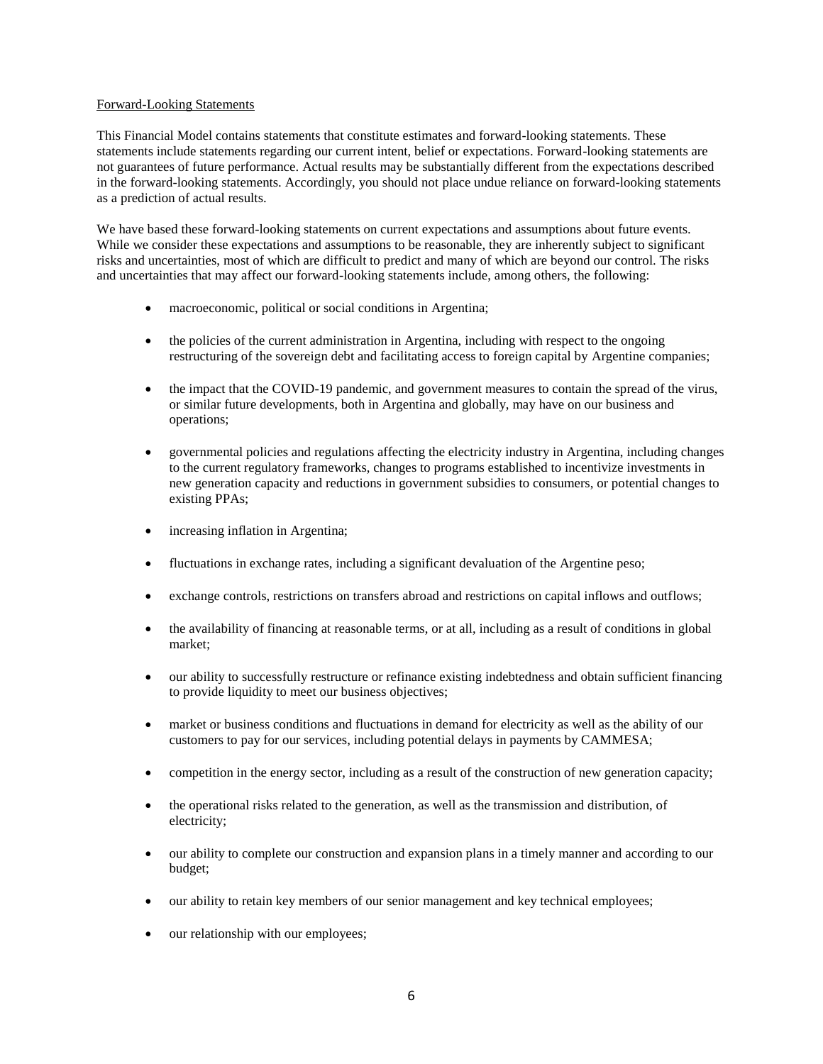Forward-Looking Statements

This Financial Model contains statements that constitute estimates and forward-looking statements. These statements include statements regarding our current intent, belief or expectations. Forward-looking statements are not guarantees of future performance. Actual results may be substantially different from the expectations described in the forward-looking statements. Accordingly, you should not place undue reliance on forward-looking statements as a prediction of actual results.

We have based these forward-looking statements on current expectations and assumptions about future events. While we consider these expectations and assumptions to be reasonable, they are inherently subject to significant risks and uncertainties, most of which are difficult to predict and many of which are beyond our control. The risks and uncertainties that may affect our forward-looking statements include, among others, the following:

- macroeconomic, political or social conditions in Argentina;
- the policies of the current administration in Argentina, including with respect to the ongoing restructuring of the sovereign debt and facilitating access to foreign capital by Argentine companies;
- the impact that the COVID-19 pandemic, and government measures to contain the spread of the virus, or similar future developments, both in Argentina and globally, may have on our business and operations;
- governmental policies and regulations affecting the electricity industry in Argentina, including changes to the current regulatory frameworks, changes to programs established to incentivize investments in new generation capacity and reductions in government subsidies to consumers, or potential changes to existing PPAs;
- increasing inflation in Argentina;
- fluctuations in exchange rates, including a significant devaluation of the Argentine peso;
- exchange controls, restrictions on transfers abroad and restrictions on capital inflows and outflows;
- the availability of financing at reasonable terms, or at all, including as a result of conditions in global market;
- our ability to successfully restructure or refinance existing indebtedness and obtain sufficient financing to provide liquidity to meet our business objectives;
- market or business conditions and fluctuations in demand for electricity as well as the ability of our customers to pay for our services, including potential delays in payments by CAMMESA;
- competition in the energy sector, including as a result of the construction of new generation capacity;
- the operational risks related to the generation, as well as the transmission and distribution, of electricity;
- our ability to complete our construction and expansion plans in a timely manner and according to our budget;
- our ability to retain key members of our senior management and key technical employees;
- our relationship with our employees;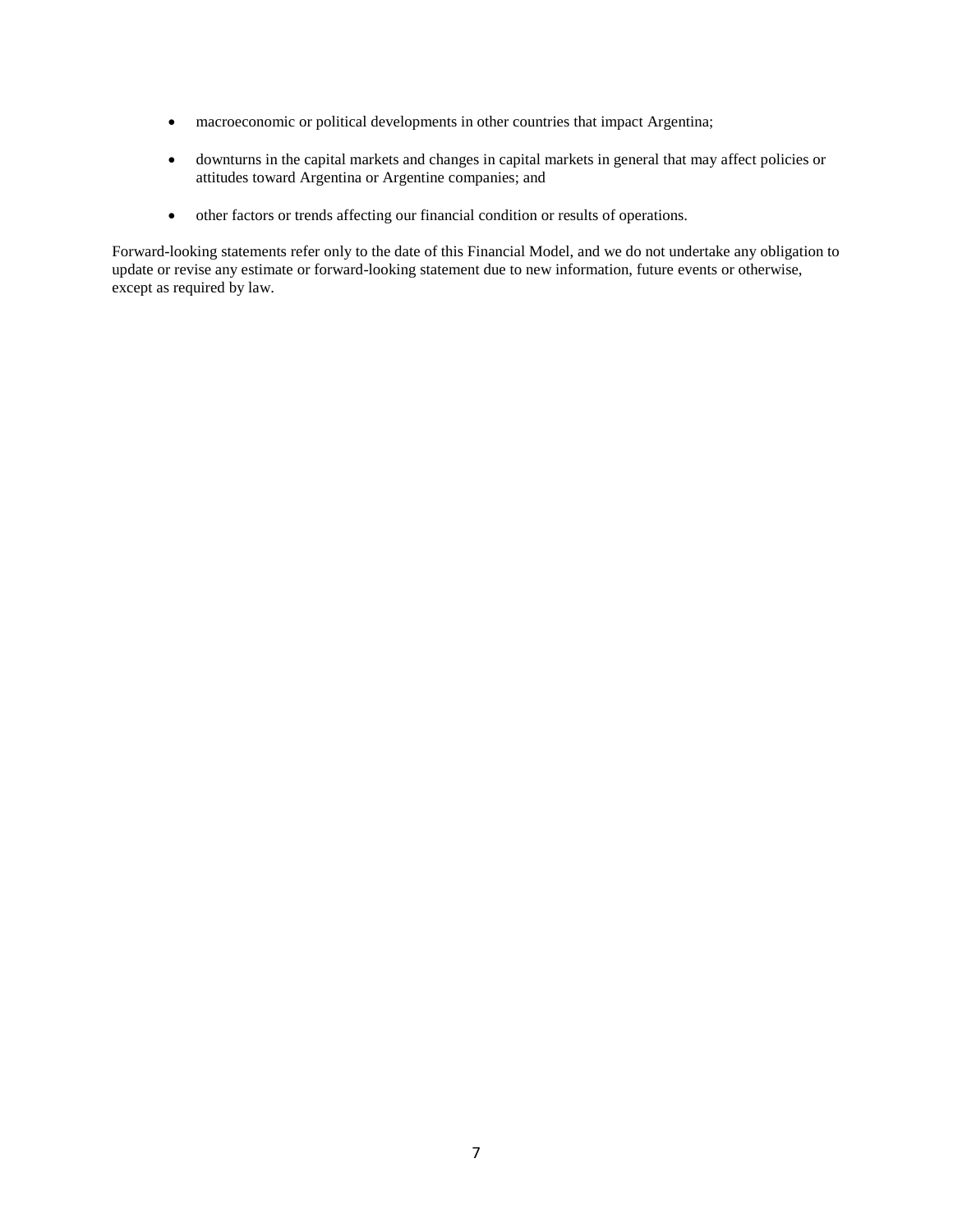- macroeconomic or political developments in other countries that impact Argentina;
- downturns in the capital markets and changes in capital markets in general that may affect policies or attitudes toward Argentina or Argentine companies; and
- other factors or trends affecting our financial condition or results of operations.

Forward-looking statements refer only to the date of this Financial Model, and we do not undertake any obligation to update or revise any estimate or forward-looking statement due to new information, future events or otherwise, except as required by law.